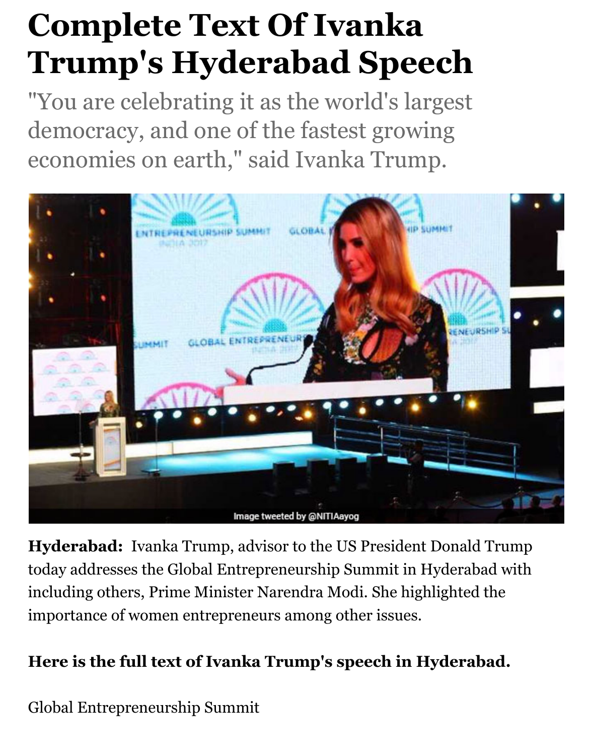# Complete Text Of Ivanka Trump's Hyderabad Speech

"You are celebrating it as the world's largest democracy, and one of the fastest growing economies on earth," said Ivanka Trump.

Image tweeted by @NITIAayog

**Hyderabad:** Ivanka Trump, advisor to the US President Donald Trump today addresses the Global Entrepreneurship Summit in Hyderabad with including others, Prime Minister Narendra Modi. She highlighted the importance of women entrepreneurs among other issues.

**Here is the full text of Ivanka Trump's speech in Hyderabad.**

Global Entrepreneurship Summit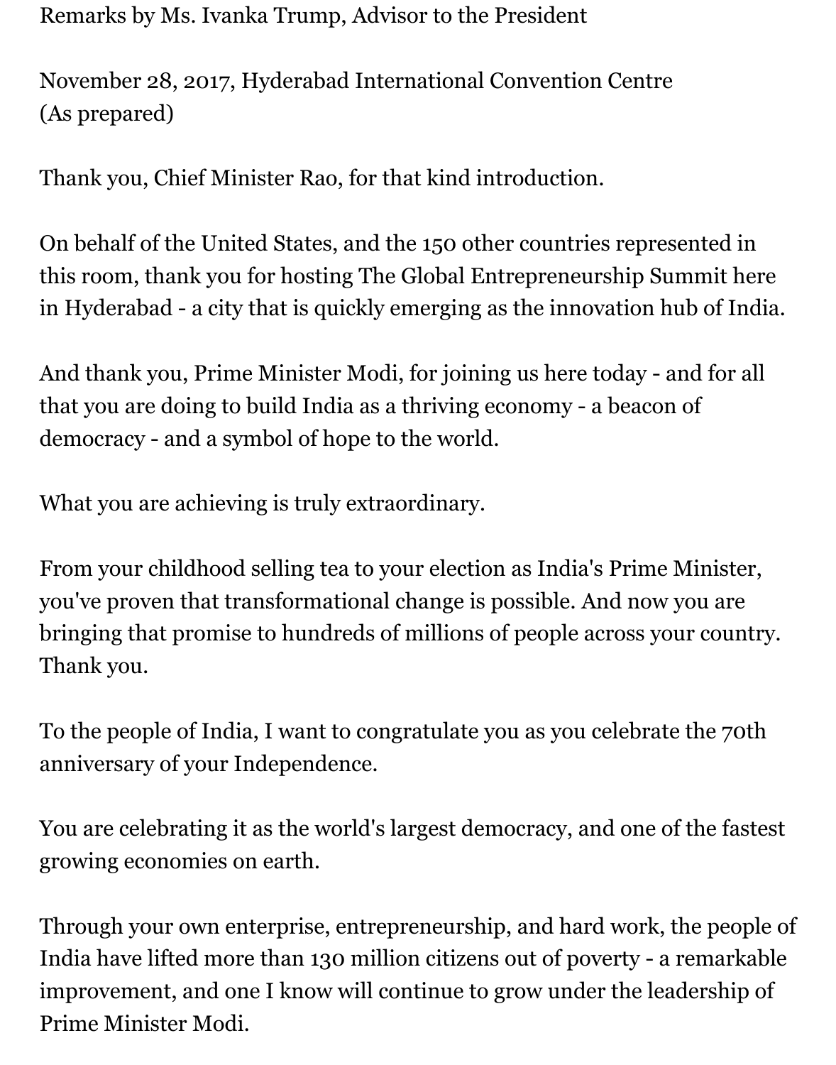Remarks by Ms. Ivanka Trump, Advisor to the President

November 28, 2017, Hyderabad International Convention Centre
(As prepared)

Thank you, Chief Minister Rao, for that kind introduction.

On behalf of the United States, and the 150 other countries represented in this room, thank you for hosting The Global Entrepreneurship Summit here in Hyderabad - a city that is quickly emerging as the innovation hub of India.

And thank you, Prime Minister Modi, for joining us here today - and for all that you are doing to build India as a thriving economy - a beacon of democracy - and a symbol of hope to the world.

What you are achieving is truly extraordinary.

From your childhood selling tea to your election as India's Prime Minister, you've proven that transformational change is possible. And now you are bringing that promise to hundreds of millions of people across your country. Thank you.

To the people of India, I want to congratulate you as you celebrate the 70th anniversary of your Independence.

You are celebrating it as the world's largest democracy, and one of the fastest growing economies on earth.

Through your own enterprise, entrepreneurship, and hard work, the people of India have lifted more than 130 million citizens out of poverty - a remarkable improvement, and one I know will continue to grow under the leadership of Prime Minister Modi.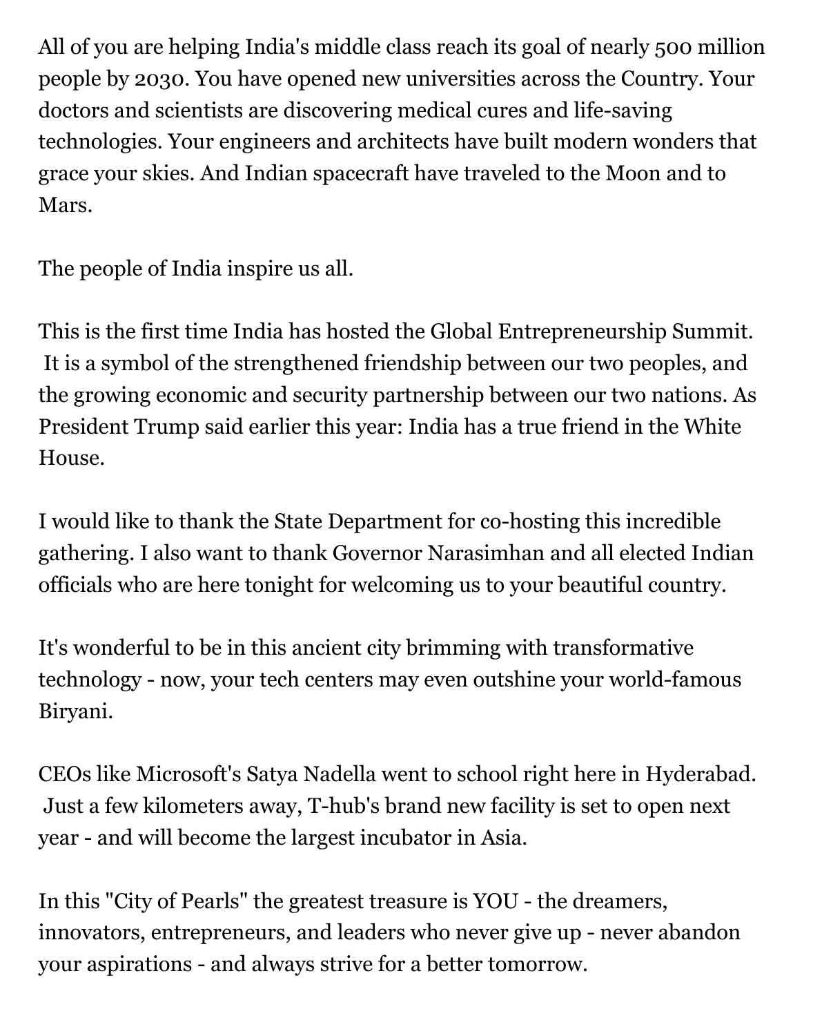All of you are helping India's middle class reach its goal of nearly 500 million people by 2030. You have opened new universities across the Country. Your doctors and scientists are discovering medical cures and life-saving technologies. Your engineers and architects have built modern wonders that grace your skies. And Indian spacecraft have traveled to the Moon and to Mars.

The people of India inspire us all.

This is the first time India has hosted the Global Entrepreneurship Summit. It is a symbol of the strengthened friendship between our two peoples, and the growing economic and security partnership between our two nations. As President Trump said earlier this year: India has a true friend in the White House.

I would like to thank the State Department for co-hosting this incredible gathering. I also want to thank Governor Narasimhan and all elected Indian officials who are here tonight for welcoming us to your beautiful country.

It's wonderful to be in this ancient city brimming with transformative technology - now, your tech centers may even outshine your world-famous Biryani.

CEOs like Microsoft's Satya Nadella went to school right here in Hyderabad. Just a few kilometers away, T-hub's brand new facility is set to open next year - and will become the largest incubator in Asia.

In this "City of Pearls" the greatest treasure is YOU - the dreamers, innovators, entrepreneurs, and leaders who never give up - never abandon your aspirations - and always strive for a better tomorrow.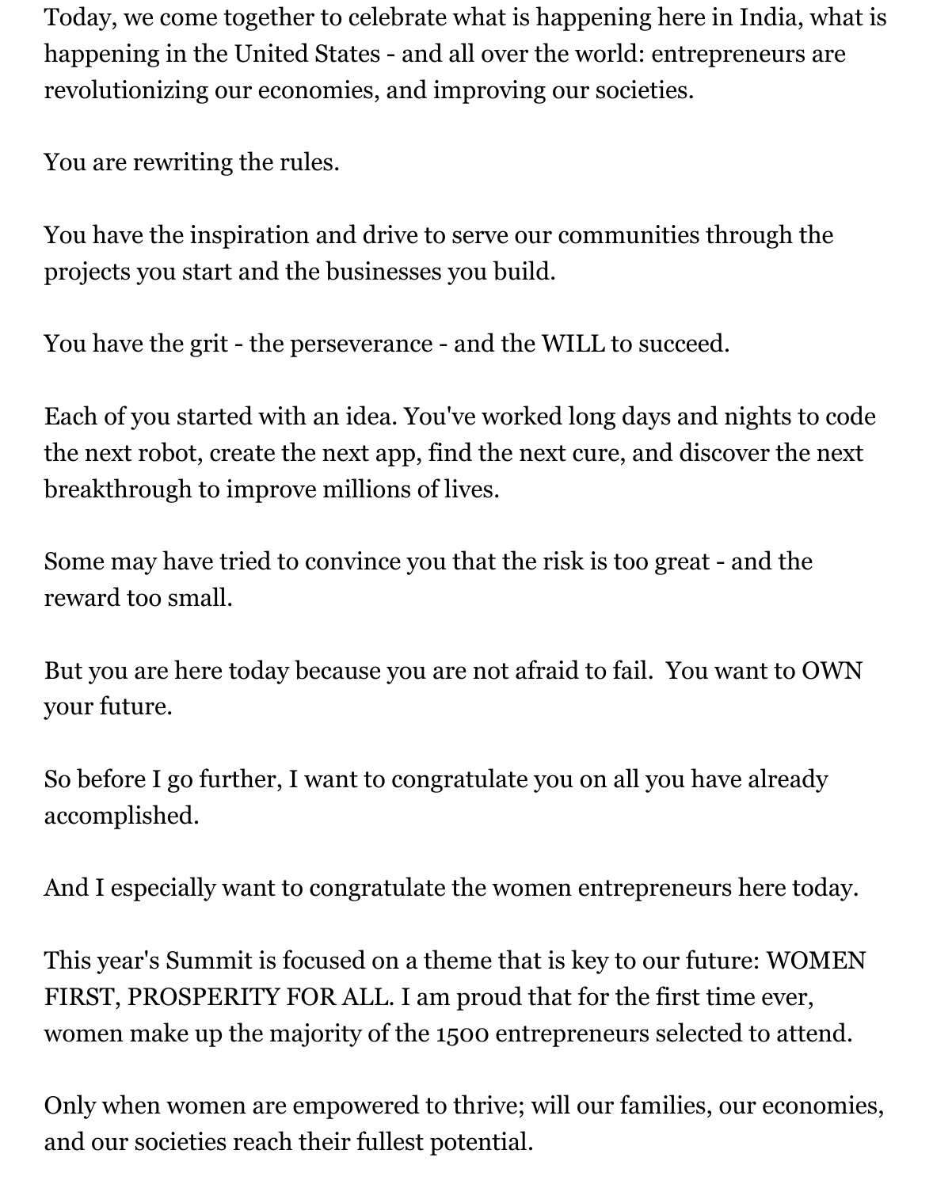Today, we come together to celebrate what is happening here in India, what is happening in the United States - and all over the world: entrepreneurs are revolutionizing our economies, and improving our societies.

You are rewriting the rules.

You have the inspiration and drive to serve our communities through the projects you start and the businesses you build.

You have the grit - the perseverance - and the WILL to succeed.

Each of you started with an idea. You've worked long days and nights to code the next robot, create the next app, find the next cure, and discover the next breakthrough to improve millions of lives.

Some may have tried to convince you that the risk is too great - and the reward too small.

But you are here today because you are not afraid to fail.  You want to OWN your future.

So before I go further, I want to congratulate you on all you have already accomplished.

And I especially want to congratulate the women entrepreneurs here today.

This year's Summit is focused on a theme that is key to our future: WOMEN FIRST, PROSPERITY FOR ALL. I am proud that for the first time ever, women make up the majority of the 1500 entrepreneurs selected to attend.

Only when women are empowered to thrive; will our families, our economies, and our societies reach their fullest potential.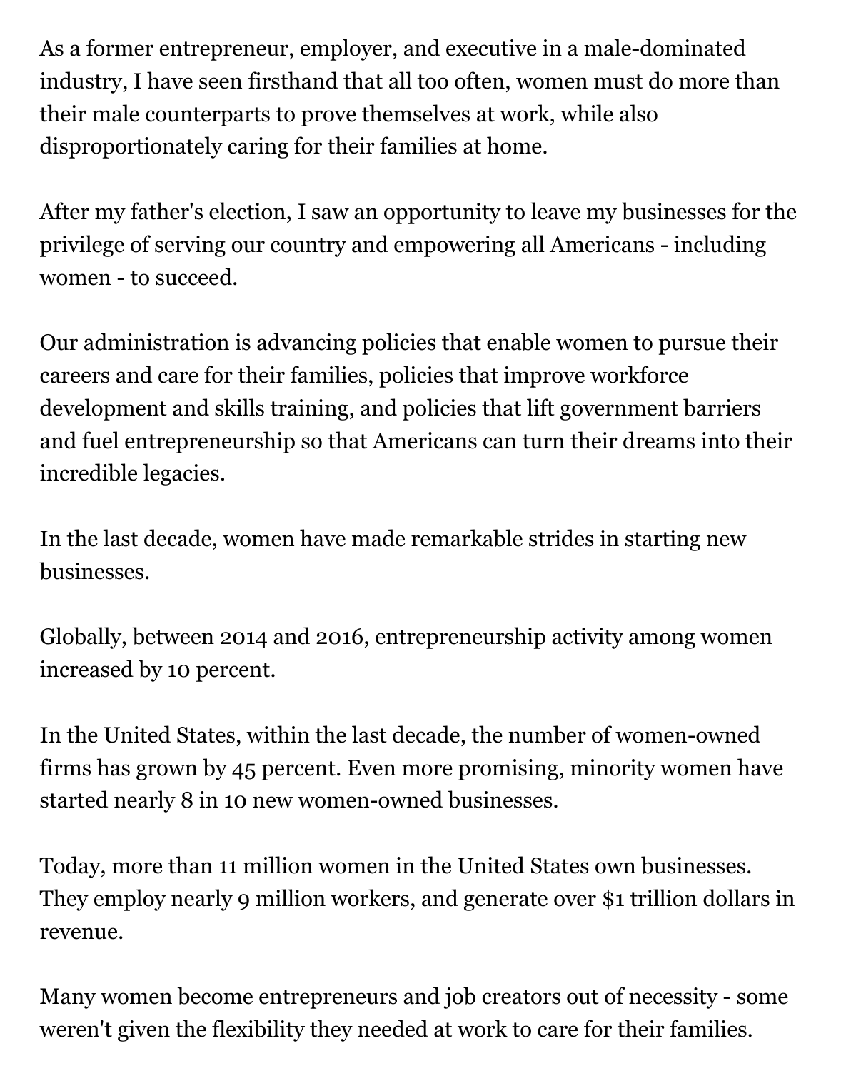As a former entrepreneur, employer, and executive in a male-dominated industry, I have seen firsthand that all too often, women must do more than their male counterparts to prove themselves at work, while also disproportionately caring for their families at home.

After my father's election, I saw an opportunity to leave my businesses for the privilege of serving our country and empowering all Americans - including women - to succeed.

Our administration is advancing policies that enable women to pursue their careers and care for their families, policies that improve workforce development and skills training, and policies that lift government barriers and fuel entrepreneurship so that Americans can turn their dreams into their incredible legacies.

In the last decade, women have made remarkable strides in starting new businesses.

Globally, between 2014 and 2016, entrepreneurship activity among women increased by 10 percent.

In the United States, within the last decade, the number of women-owned firms has grown by 45 percent. Even more promising, minority women have started nearly 8 in 10 new women-owned businesses.

Today, more than 11 million women in the United States own businesses. They employ nearly 9 million workers, and generate over $1 trillion dollars in revenue.

Many women become entrepreneurs and job creators out of necessity - some weren't given the flexibility they needed at work to care for their families.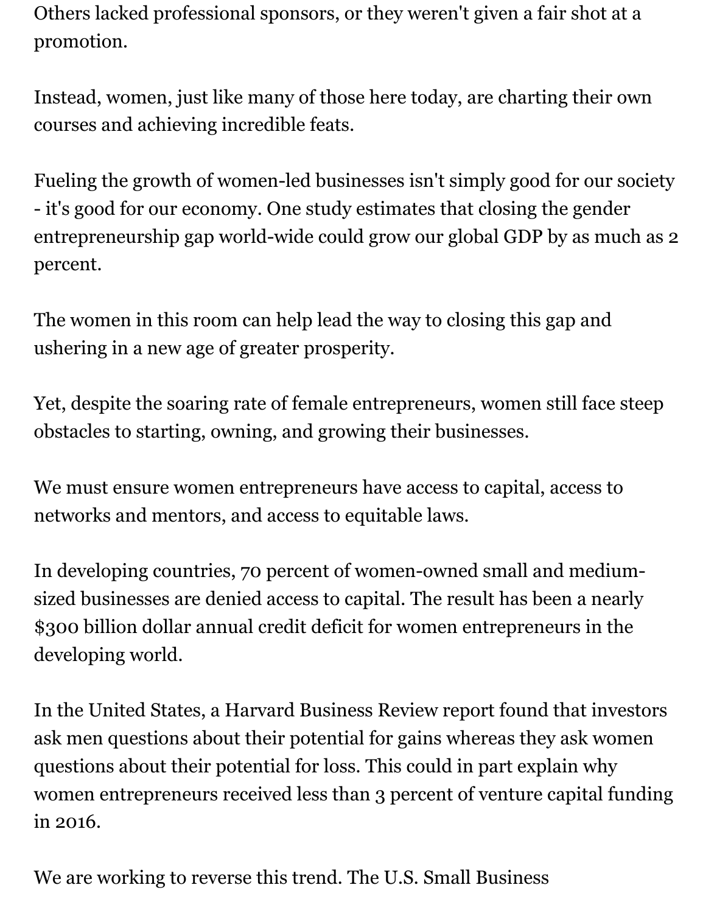Others lacked professional sponsors, or they weren't given a fair shot at a promotion.

Instead, women, just like many of those here today, are charting their own courses and achieving incredible feats.

Fueling the growth of women-led businesses isn't simply good for our society - it's good for our economy. One study estimates that closing the gender entrepreneurship gap world-wide could grow our global GDP by as much as 2 percent.

The women in this room can help lead the way to closing this gap and ushering in a new age of greater prosperity.

Yet, despite the soaring rate of female entrepreneurs, women still face steep obstacles to starting, owning, and growing their businesses.

We must ensure women entrepreneurs have access to capital, access to networks and mentors, and access to equitable laws.

In developing countries, 70 percent of women-owned small and medium-sized businesses are denied access to capital. The result has been a nearly $300 billion dollar annual credit deficit for women entrepreneurs in the developing world.

In the United States, a Harvard Business Review report found that investors ask men questions about their potential for gains whereas they ask women questions about their potential for loss. This could in part explain why women entrepreneurs received less than 3 percent of venture capital funding in 2016.

We are working to reverse this trend. The U.S. Small Business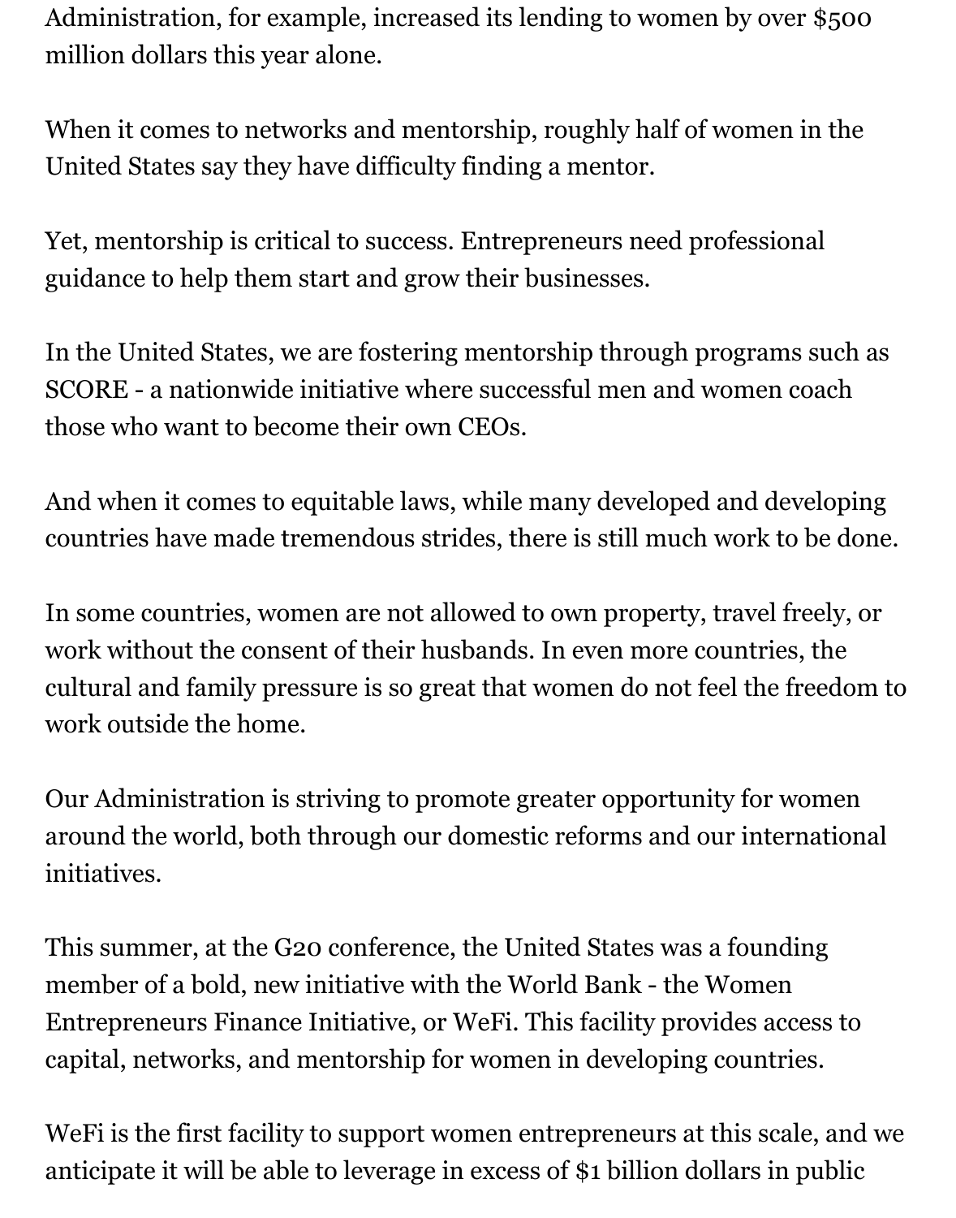Administration, for example, increased its lending to women by over $500 million dollars this year alone.

When it comes to networks and mentorship, roughly half of women in the United States say they have difficulty finding a mentor.

Yet, mentorship is critical to success. Entrepreneurs need professional guidance to help them start and grow their businesses.

In the United States, we are fostering mentorship through programs such as SCORE - a nationwide initiative where successful men and women coach those who want to become their own CEOs.

And when it comes to equitable laws, while many developed and developing countries have made tremendous strides, there is still much work to be done.

In some countries, women are not allowed to own property, travel freely, or work without the consent of their husbands. In even more countries, the cultural and family pressure is so great that women do not feel the freedom to work outside the home.

Our Administration is striving to promote greater opportunity for women around the world, both through our domestic reforms and our international initiatives.

This summer, at the G20 conference, the United States was a founding member of a bold, new initiative with the World Bank - the Women Entrepreneurs Finance Initiative, or WeFi. This facility provides access to capital, networks, and mentorship for women in developing countries.

WeFi is the first facility to support women entrepreneurs at this scale, and we anticipate it will be able to leverage in excess of $1 billion dollars in public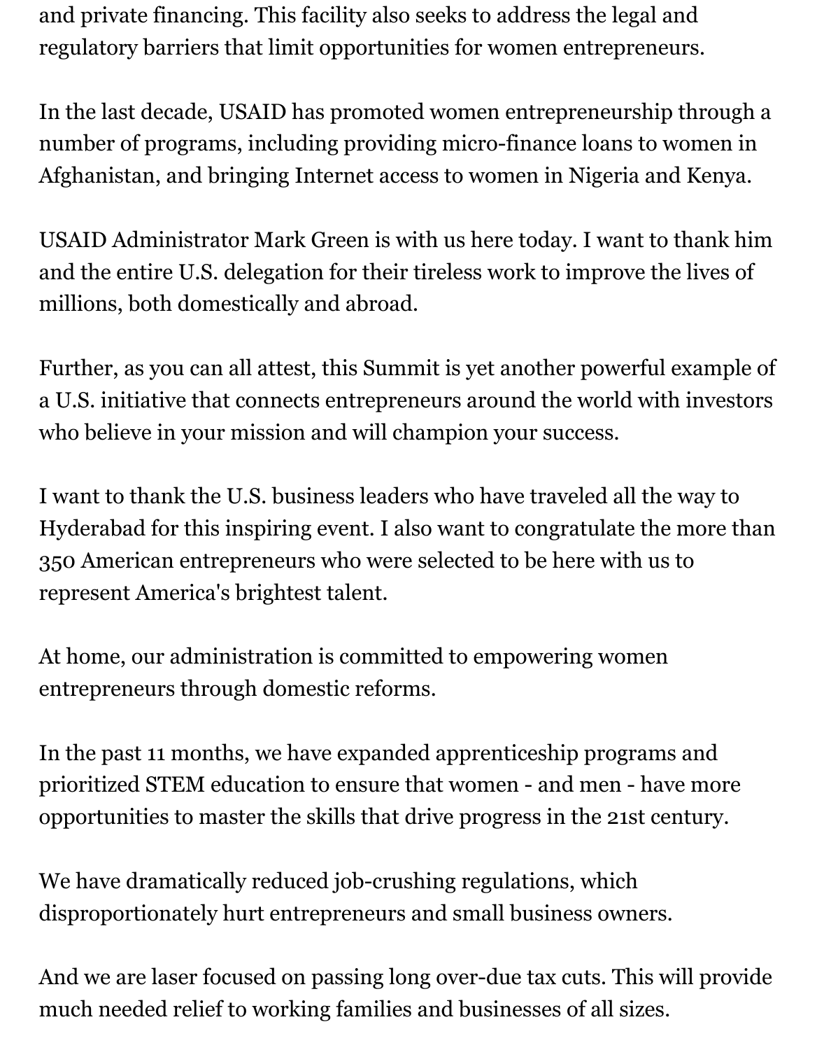and private financing. This facility also seeks to address the legal and regulatory barriers that limit opportunities for women entrepreneurs.

In the last decade, USAID has promoted women entrepreneurship through a number of programs, including providing micro-finance loans to women in Afghanistan, and bringing Internet access to women in Nigeria and Kenya.

USAID Administrator Mark Green is with us here today. I want to thank him and the entire U.S. delegation for their tireless work to improve the lives of millions, both domestically and abroad.

Further, as you can all attest, this Summit is yet another powerful example of a U.S. initiative that connects entrepreneurs around the world with investors who believe in your mission and will champion your success.

I want to thank the U.S. business leaders who have traveled all the way to Hyderabad for this inspiring event. I also want to congratulate the more than 350 American entrepreneurs who were selected to be here with us to represent America's brightest talent.

At home, our administration is committed to empowering women entrepreneurs through domestic reforms.

In the past 11 months, we have expanded apprenticeship programs and prioritized STEM education to ensure that women - and men - have more opportunities to master the skills that drive progress in the 21st century.

We have dramatically reduced job-crushing regulations, which disproportionately hurt entrepreneurs and small business owners.

And we are laser focused on passing long over-due tax cuts. This will provide much needed relief to working families and businesses of all sizes.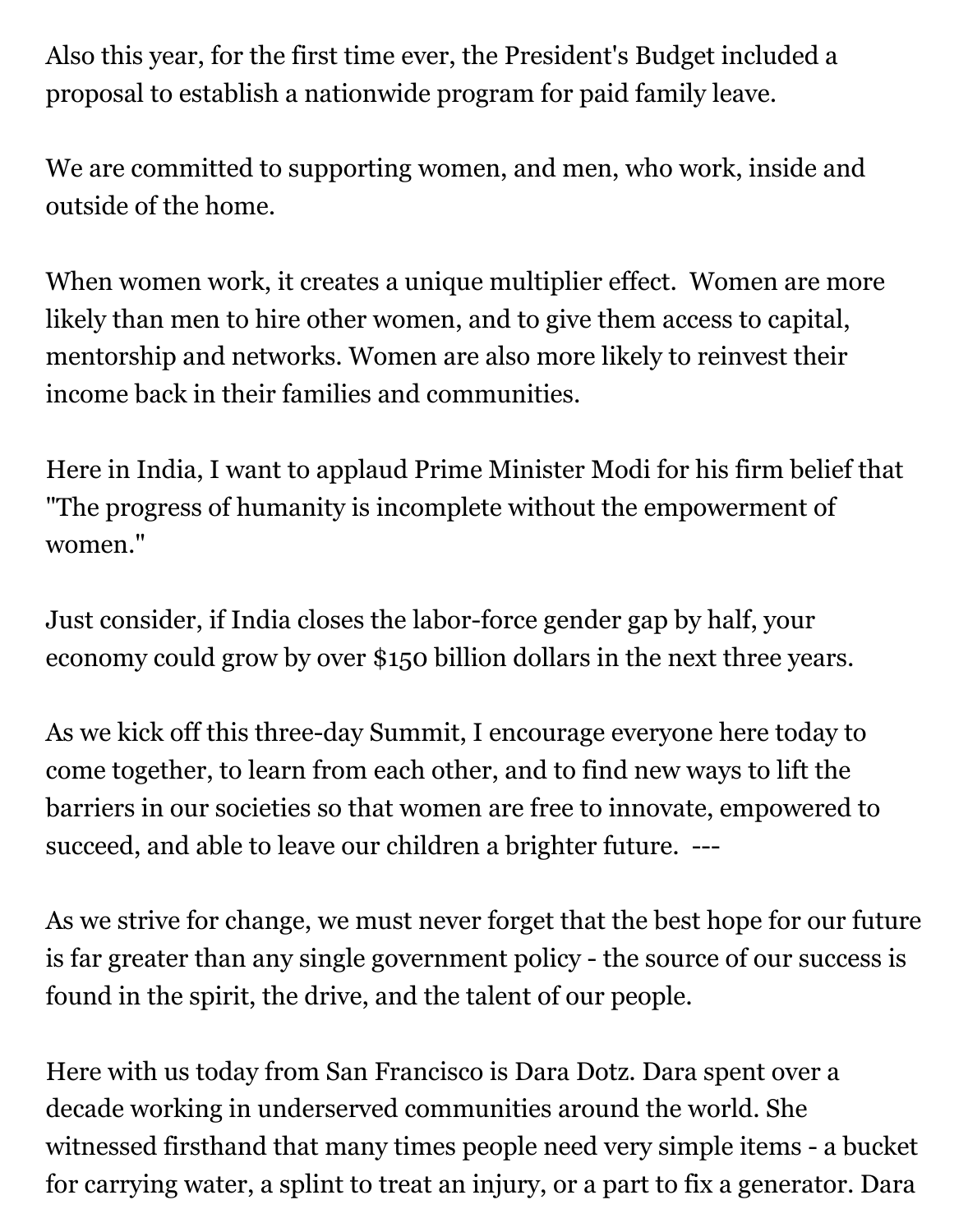Also this year, for the first time ever, the President's Budget included a proposal to establish a nationwide program for paid family leave.

We are committed to supporting women, and men, who work, inside and outside of the home.

When women work, it creates a unique multiplier effect. Women are more likely than men to hire other women, and to give them access to capital, mentorship and networks. Women are also more likely to reinvest their income back in their families and communities.

Here in India, I want to applaud Prime Minister Modi for his firm belief that "The progress of humanity is incomplete without the empowerment of women."

Just consider, if India closes the labor-force gender gap by half, your economy could grow by over $150 billion dollars in the next three years.

As we kick off this three-day Summit, I encourage everyone here today to come together, to learn from each other, and to find new ways to lift the barriers in our societies so that women are free to innovate, empowered to succeed, and able to leave our children a brighter future. ---

As we strive for change, we must never forget that the best hope for our future is far greater than any single government policy - the source of our success is found in the spirit, the drive, and the talent of our people.

Here with us today from San Francisco is Dara Dotz. Dara spent over a decade working in underserved communities around the world. She witnessed firsthand that many times people need very simple items - a bucket for carrying water, a splint to treat an injury, or a part to fix a generator. Dara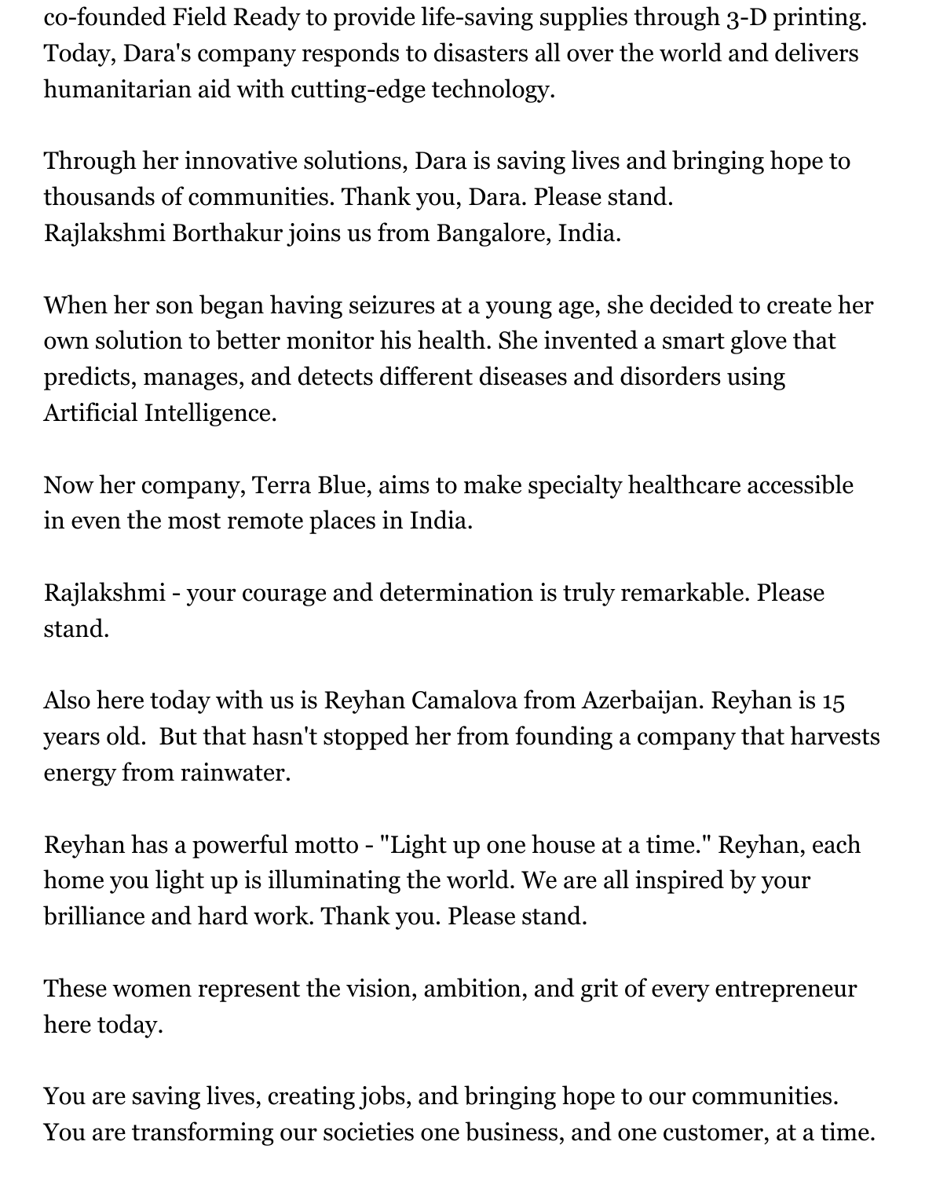co-founded Field Ready to provide life-saving supplies through 3-D printing. Today, Dara's company responds to disasters all over the world and delivers humanitarian aid with cutting-edge technology.

Through her innovative solutions, Dara is saving lives and bringing hope to thousands of communities. Thank you, Dara. Please stand.
Rajlakshmi Borthakur joins us from Bangalore, India.

When her son began having seizures at a young age, she decided to create her own solution to better monitor his health. She invented a smart glove that predicts, manages, and detects different diseases and disorders using Artificial Intelligence.

Now her company, Terra Blue, aims to make specialty healthcare accessible in even the most remote places in India.

Rajlakshmi - your courage and determination is truly remarkable. Please stand.

Also here today with us is Reyhan Camalova from Azerbaijan. Reyhan is 15 years old. But that hasn't stopped her from founding a company that harvests energy from rainwater.

Reyhan has a powerful motto - "Light up one house at a time." Reyhan, each home you light up is illuminating the world. We are all inspired by your brilliance and hard work. Thank you. Please stand.

These women represent the vision, ambition, and grit of every entrepreneur here today.

You are saving lives, creating jobs, and bringing hope to our communities. You are transforming our societies one business, and one customer, at a time.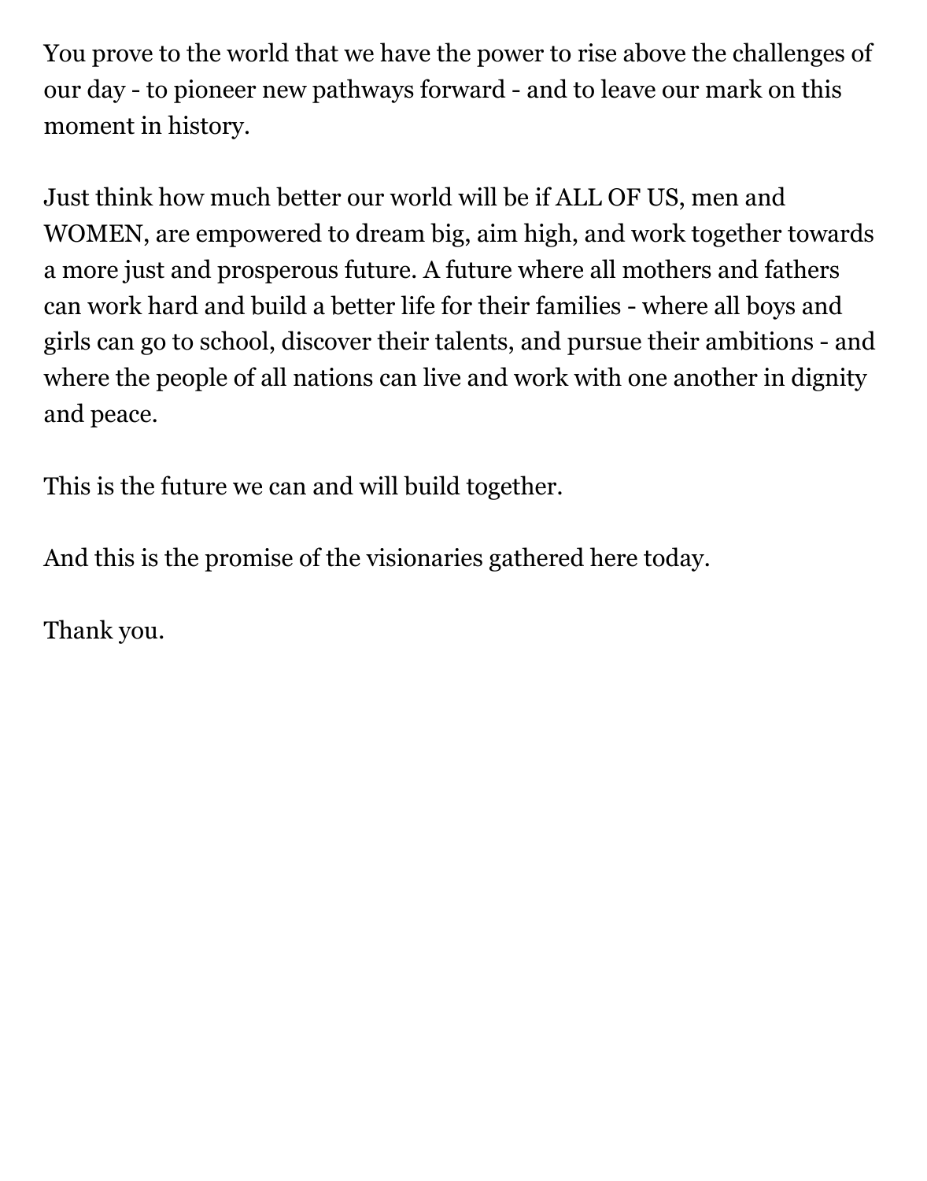You prove to the world that we have the power to rise above the challenges of our day - to pioneer new pathways forward - and to leave our mark on this moment in history.

Just think how much better our world will be if ALL OF US, men and WOMEN, are empowered to dream big, aim high, and work together towards a more just and prosperous future. A future where all mothers and fathers can work hard and build a better life for their families - where all boys and girls can go to school, discover their talents, and pursue their ambitions - and where the people of all nations can live and work with one another in dignity and peace.

This is the future we can and will build together.

And this is the promise of the visionaries gathered here today.

Thank you.